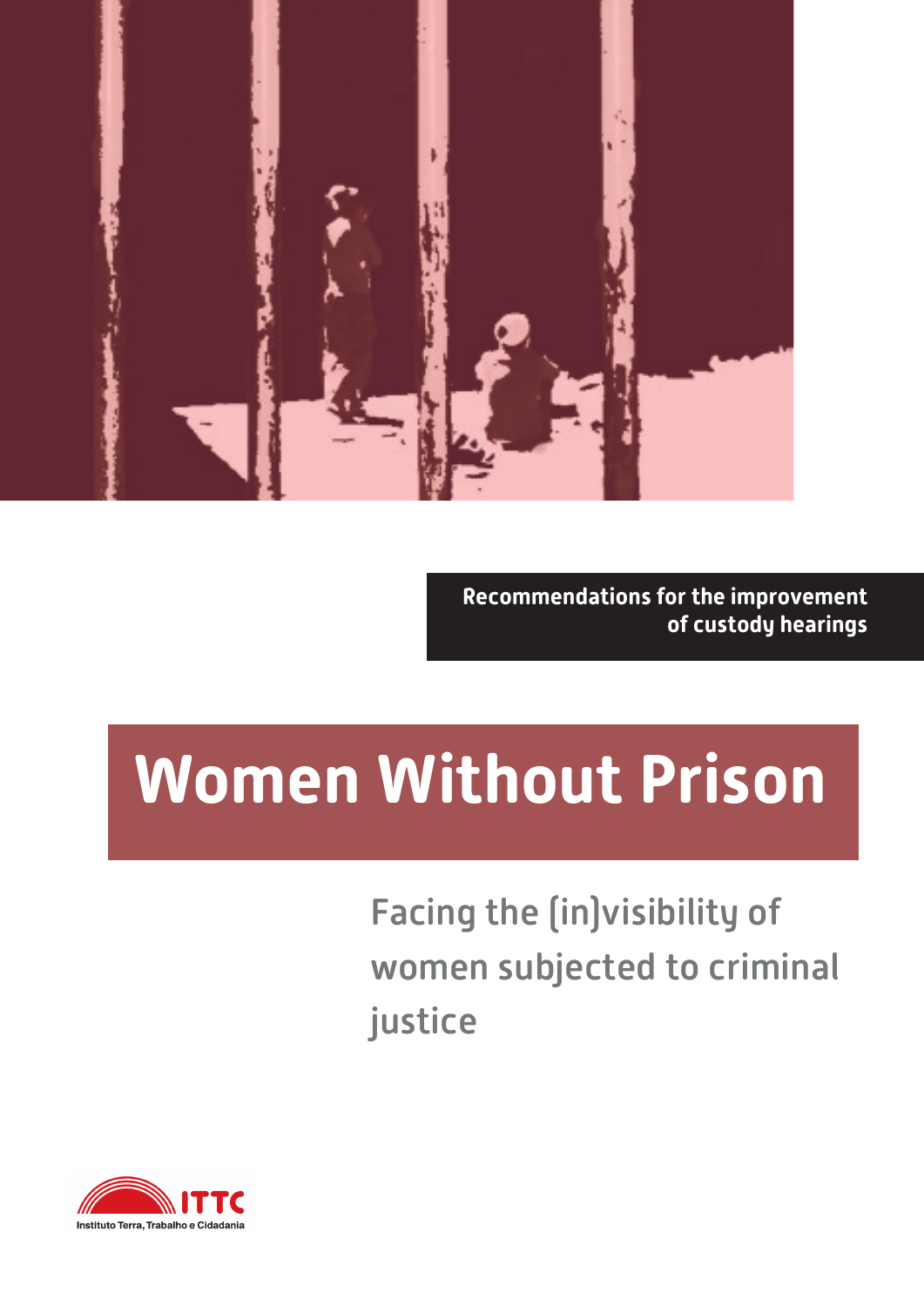**Recommendations for the improvement of custody hearings**

# Women Without Prison

## Facing the (in)visibility of women subjected to criminal justice

ITTC
Instituto Terra, Trabalho e Cidadania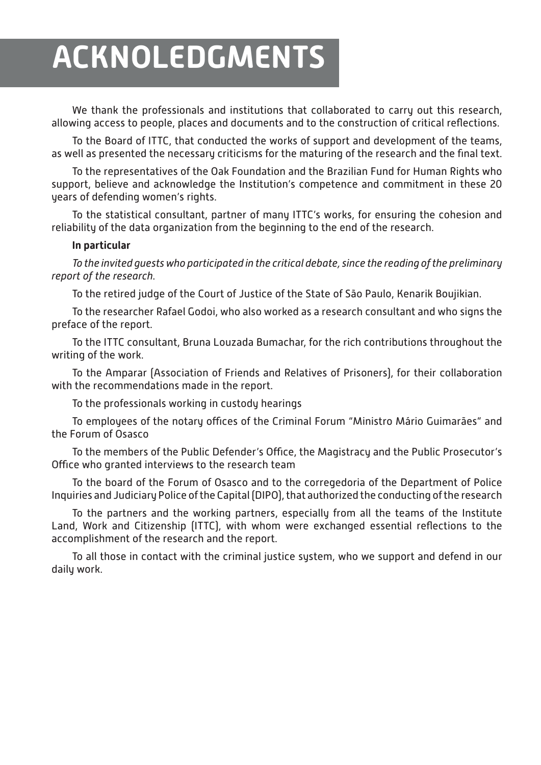# ACKNOLEDGMENTS

We thank the professionals and institutions that collaborated to carry out this research, allowing access to people, places and documents and to the construction of critical reflections.

To the Board of ITTC, that conducted the works of support and development of the teams, as well as presented the necessary criticisms for the maturing of the research and the final text.

To the representatives of the Oak Foundation and the Brazilian Fund for Human Rights who support, believe and acknowledge the Institution's competence and commitment in these 20 years of defending women's rights.

To the statistical consultant, partner of many ITTC's works, for ensuring the cohesion and reliability of the data organization from the beginning to the end of the research.

**In particular**

*To the invited guests who participated in the critical debate, since the reading of the preliminary report of the research.*

To the retired judge of the Court of Justice of the State of São Paulo, Kenarik Boujikian.

To the researcher Rafael Godoi, who also worked as a research consultant and who signs the preface of the report.

To the ITTC consultant, Bruna Louzada Bumachar, for the rich contributions throughout the writing of the work.

To the Amparar (Association of Friends and Relatives of Prisoners), for their collaboration with the recommendations made in the report.

To the professionals working in custody hearings

To employees of the notary offices of the Criminal Forum "Ministro Mário Guimarães" and the Forum of Osasco

To the members of the Public Defender's Office, the Magistracy and the Public Prosecutor's Office who granted interviews to the research team

To the board of the Forum of Osasco and to the corregedoria of the Department of Police Inquiries and Judiciary Police of the Capital (DIPO), that authorized the conducting of the research

To the partners and the working partners, especially from all the teams of the Institute Land, Work and Citizenship (ITTC), with whom were exchanged essential reflections to the accomplishment of the research and the report.

To all those in contact with the criminal justice system, who we support and defend in our daily work.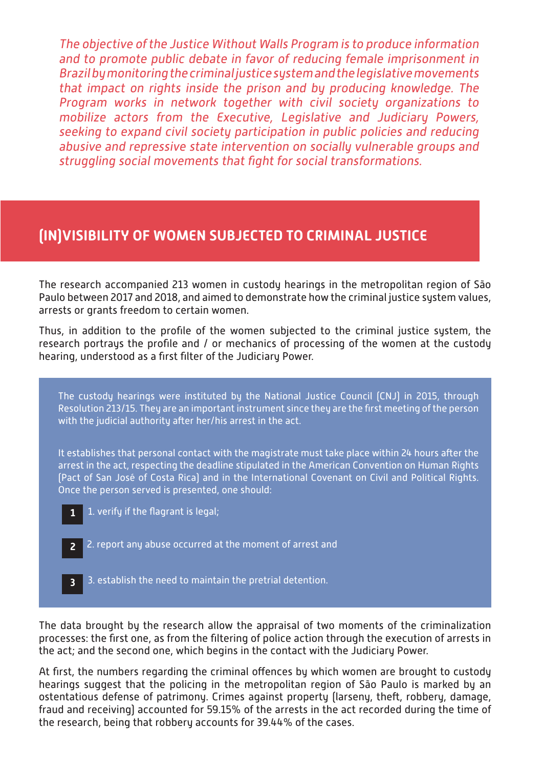*The objective of the Justice Without Walls Program is to produce information and to promote public debate in favor of reducing female imprisonment in Brazil by monitoring the criminal justice system and the legislative movements that impact on rights inside the prison and by producing knowledge. The Program works in network together with civil society organizations to mobilize actors from the Executive, Legislative and Judiciary Powers, seeking to expand civil society participation in public policies and reducing abusive and repressive state intervention on socially vulnerable groups and struggling social movements that fight for social transformations.*

## (IN)VISIBILITY OF WOMEN SUBJECTED TO CRIMINAL JUSTICE

The research accompanied 213 women in custody hearings in the metropolitan region of São Paulo between 2017 and 2018, and aimed to demonstrate how the criminal justice system values, arrests or grants freedom to certain women.

Thus, in addition to the profile of the women subjected to the criminal justice system, the research portrays the profile and / or mechanics of processing of the women at the custody hearing, understood as a first filter of the Judiciary Power.

> The custody hearings were instituted by the National Justice Council (CNJ) in 2015, through Resolution 213/15. They are an important instrument since they are the first meeting of the person with the judicial authority after her/his arrest in the act.
>
> It establishes that personal contact with the magistrate must take place within 24 hours after the arrest in the act, respecting the deadline stipulated in the American Convention on Human Rights (Pact of San José of Costa Rica) and in the International Covenant on Civil and Political Rights. Once the person served is presented, one should:
>
> **1** 1. verify if the flagrant is legal;
>
> **2** 2. report any abuse occurred at the moment of arrest and
>
> **3** 3. establish the need to maintain the pretrial detention.

The data brought by the research allow the appraisal of two moments of the criminalization processes: the first one, as from the filtering of police action through the execution of arrests in the act; and the second one, which begins in the contact with the Judiciary Power.

At first, the numbers regarding the criminal offences by which women are brought to custody hearings suggest that the policing in the metropolitan region of São Paulo is marked by an ostentatious defense of patrimony. Crimes against property (larceny, theft, robbery, damage, fraud and receiving) accounted for 59.15% of the arrests in the act recorded during the time of the research, being that robbery accounts for 39.44% of the cases.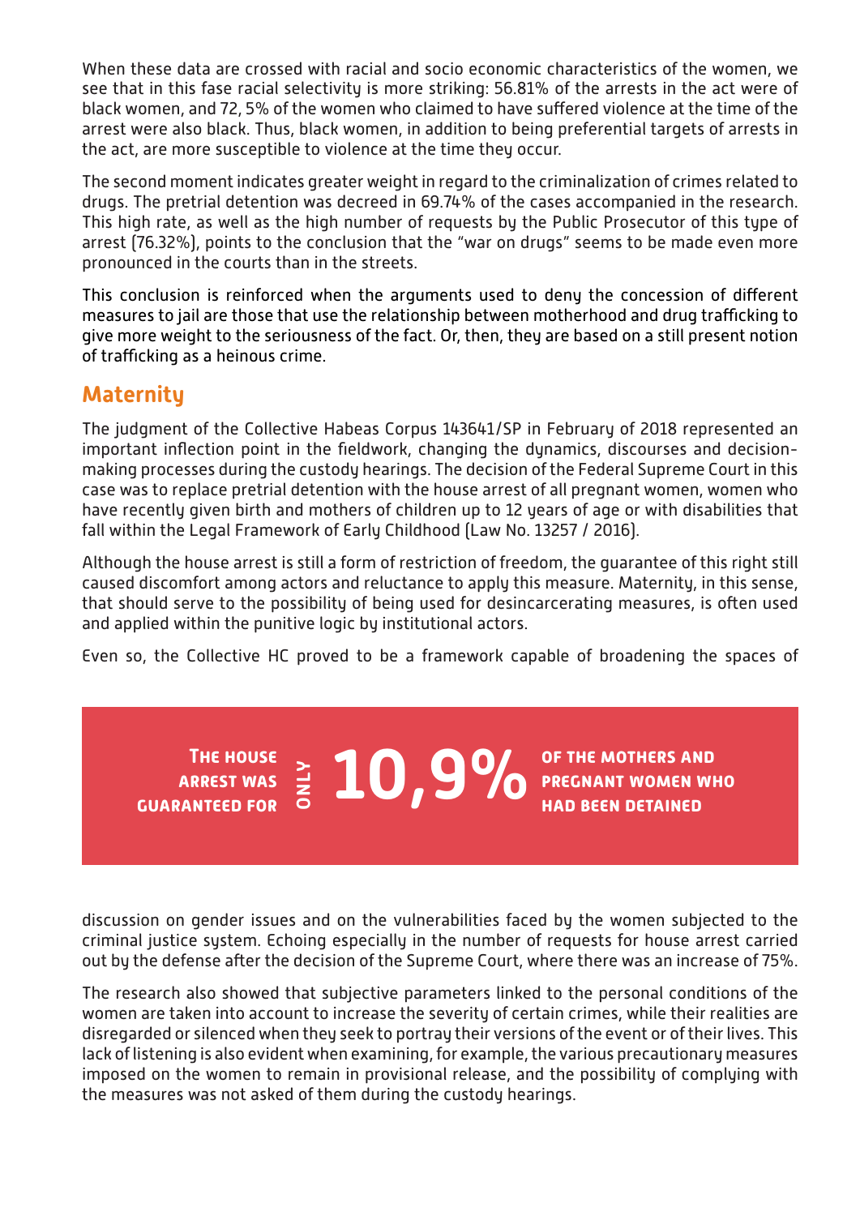When these data are crossed with racial and socio economic characteristics of the women, we see that in this fase racial selectivity is more striking: 56.81% of the arrests in the act were of black women, and 72, 5% of the women who claimed to have suffered violence at the time of the arrest were also black. Thus, black women, in addition to being preferential targets of arrests in the act, are more susceptible to violence at the time they occur.

The second moment indicates greater weight in regard to the criminalization of crimes related to drugs. The pretrial detention was decreed in 69.74% of the cases accompanied in the research. This high rate, as well as the high number of requests by the Public Prosecutor of this type of arrest (76.32%), points to the conclusion that the "war on drugs" seems to be made even more pronounced in the courts than in the streets.

This conclusion is reinforced when the arguments used to deny the concession of different measures to jail are those that use the relationship between motherhood and drug trafficking to give more weight to the seriousness of the fact. Or, then, they are based on a still present notion of trafficking as a heinous crime.

## Maternity

The judgment of the Collective Habeas Corpus 143641/SP in February of 2018 represented an important inflection point in the fieldwork, changing the dynamics, discourses and decision-making processes during the custody hearings. The decision of the Federal Supreme Court in this case was to replace pretrial detention with the house arrest of all pregnant women, women who have recently given birth and mothers of children up to 12 years of age or with disabilities that fall within the Legal Framework of Early Childhood (Law No. 13257 / 2016).

Although the house arrest is still a form of restriction of freedom, the guarantee of this right still caused discomfort among actors and reluctance to apply this measure. Maternity, in this sense, that should serve to the possibility of being used for desincarcerating measures, is often used and applied within the punitive logic by institutional actors.

Even so, the Collective HC proved to be a framework capable of broadening the spaces of discussion on gender issues and on the vulnerabilities faced by the women subjected to the criminal justice system. Echoing especially in the number of requests for house arrest carried out by the defense after the decision of the Supreme Court, where there was an increase of 75%.

> **THE HOUSE ARREST WAS GUARANTEED FOR ONLY 10,9% OF THE MOTHERS AND PREGNANT WOMEN WHO HAD BEEN DETAINED**

The research also showed that subjective parameters linked to the personal conditions of the women are taken into account to increase the severity of certain crimes, while their realities are disregarded or silenced when they seek to portray their versions of the event or of their lives. This lack of listening is also evident when examining, for example, the various precautionary measures imposed on the women to remain in provisional release, and the possibility of complying with the measures was not asked of them during the custody hearings.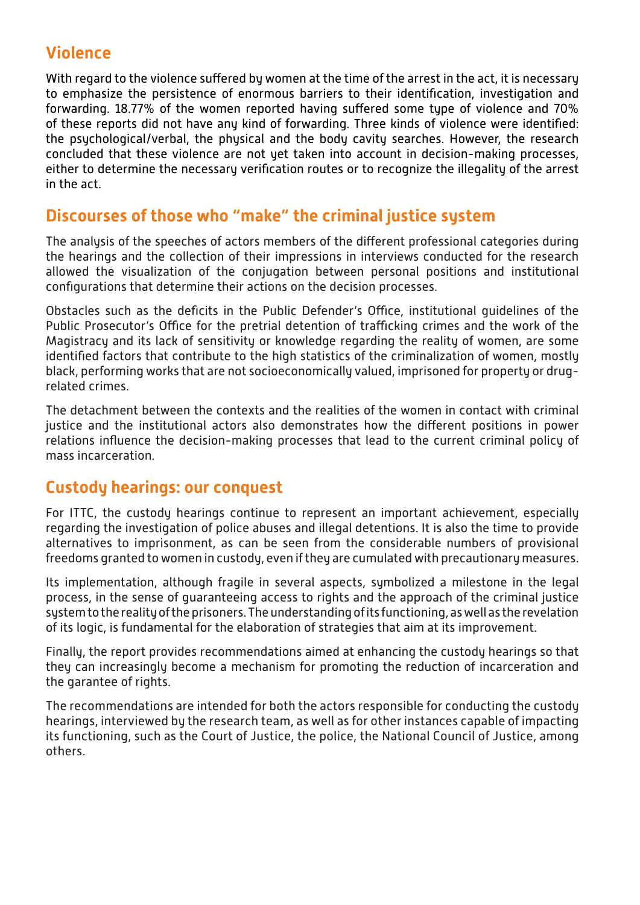## Violence

With regard to the violence suffered by women at the time of the arrest in the act, it is necessary to emphasize the persistence of enormous barriers to their identification, investigation and forwarding. 18.77% of the women reported having suffered some type of violence and 70% of these reports did not have any kind of forwarding. Three kinds of violence were identified: the psychological/verbal, the physical and the body cavity searches. However, the research concluded that these violence are not yet taken into account in decision-making processes, either to determine the necessary verification routes or to recognize the illegality of the arrest in the act.

## Discourses of those who "make" the criminal justice system

The analysis of the speeches of actors members of the different professional categories during the hearings and the collection of their impressions in interviews conducted for the research allowed the visualization of the conjugation between personal positions and institutional configurations that determine their actions on the decision processes.

Obstacles such as the deficits in the Public Defender's Office, institutional guidelines of the Public Prosecutor's Office for the pretrial detention of trafficking crimes and the work of the Magistracy and its lack of sensitivity or knowledge regarding the reality of women, are some identified factors that contribute to the high statistics of the criminalization of women, mostly black, performing works that are not socioeconomically valued, imprisoned for property or drug-related crimes.

The detachment between the contexts and the realities of the women in contact with criminal justice and the institutional actors also demonstrates how the different positions in power relations influence the decision-making processes that lead to the current criminal policy of mass incarceration.

## Custody hearings: our conquest

For ITTC, the custody hearings continue to represent an important achievement, especially regarding the investigation of police abuses and illegal detentions. It is also the time to provide alternatives to imprisonment, as can be seen from the considerable numbers of provisional freedoms granted to women in custody, even if they are cumulated with precautionary measures.

Its implementation, although fragile in several aspects, symbolized a milestone in the legal process, in the sense of guaranteeing access to rights and the approach of the criminal justice system to the reality of the prisoners. The understanding of its functioning, as well as the revelation of its logic, is fundamental for the elaboration of strategies that aim at its improvement.

Finally, the report provides recommendations aimed at enhancing the custody hearings so that they can increasingly become a mechanism for promoting the reduction of incarceration and the garantee of rights.

The recommendations are intended for both the actors responsible for conducting the custody hearings, interviewed by the research team, as well as for other instances capable of impacting its functioning, such as the Court of Justice, the police, the National Council of Justice, among others.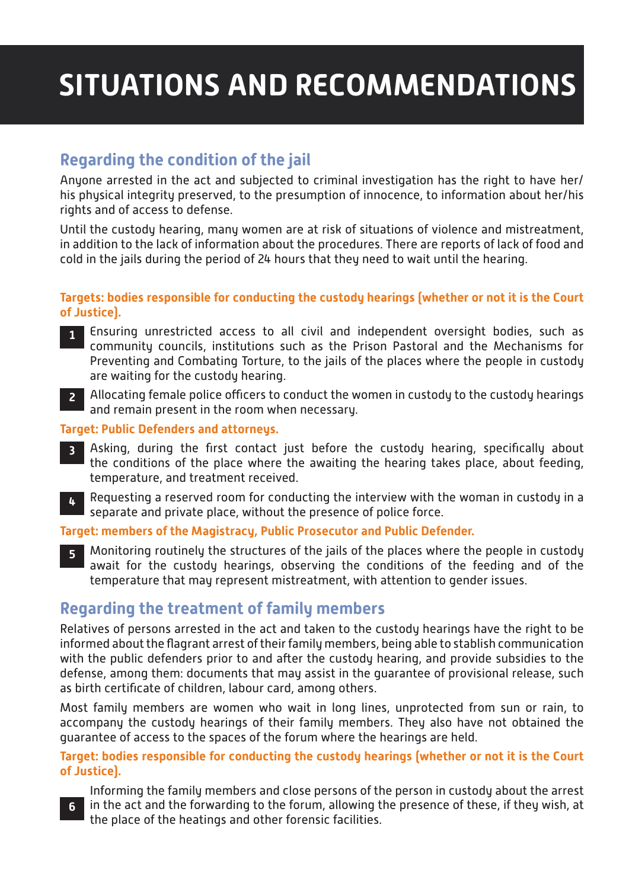# SITUATIONS AND RECOMMENDATIONS

## Regarding the condition of the jail

Anyone arrested in the act and subjected to criminal investigation has the right to have her/his physical integrity preserved, to the presumption of innocence, to information about her/his rights and of access to defense.

Until the custody hearing, many women are at risk of situations of violence and mistreatment, in addition to the lack of information about the procedures. There are reports of lack of food and cold in the jails during the period of 24 hours that they need to wait until the hearing.

**Targets: bodies responsible for conducting the custody hearings (whether or not it is the Court of Justice).**

**1** Ensuring unrestricted access to all civil and independent oversight bodies, such as community councils, institutions such as the Prison Pastoral and the Mechanisms for Preventing and Combating Torture, to the jails of the places where the people in custody are waiting for the custody hearing.

**2** Allocating female police officers to conduct the women in custody to the custody hearings and remain present in the room when necessary.

**Target: Public Defenders and attorneys.**

**3** Asking, during the first contact just before the custody hearing, specifically about the conditions of the place where the awaiting the hearing takes place, about feeding, temperature, and treatment received.

**4** Requesting a reserved room for conducting the interview with the woman in custody in a separate and private place, without the presence of police force.

**Target: members of the Magistracy, Public Prosecutor and Public Defender.**

**5** Monitoring routinely the structures of the jails of the places where the people in custody await for the custody hearings, observing the conditions of the feeding and of the temperature that may represent mistreatment, with attention to gender issues.

## Regarding the treatment of family members

Relatives of persons arrested in the act and taken to the custody hearings have the right to be informed about the flagrant arrest of their family members, being able to stablish communication with the public defenders prior to and after the custody hearing, and provide subsidies to the defense, among them: documents that may assist in the guarantee of provisional release, such as birth certificate of children, labour card, among others.

Most family members are women who wait in long lines, unprotected from sun or rain, to accompany the custody hearings of their family members. They also have not obtained the guarantee of access to the spaces of the forum where the hearings are held.

**Target: bodies responsible for conducting the custody hearings (whether or not it is the Court of Justice).**

**6** Informing the family members and close persons of the person in custody about the arrest in the act and the forwarding to the forum, allowing the presence of these, if they wish, at the place of the heatings and other forensic facilities.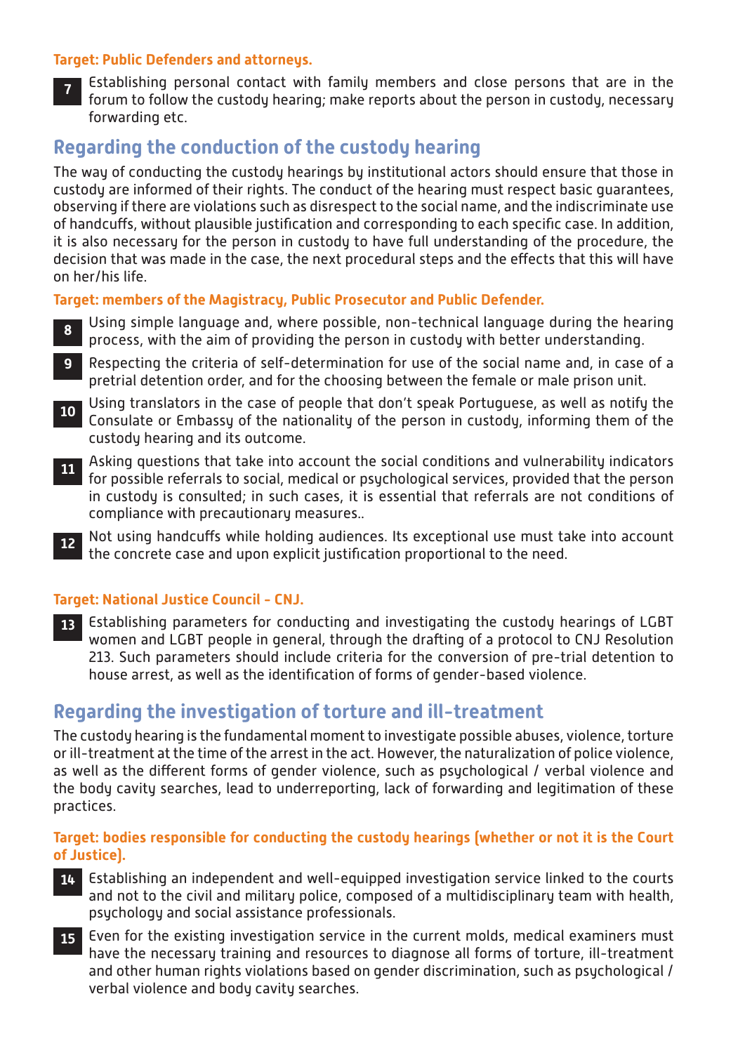**Target: Public Defenders and attorneys.**

**7** Establishing personal contact with family members and close persons that are in the forum to follow the custody hearing; make reports about the person in custody, necessary forwarding etc.

## Regarding the conduction of the custody hearing

The way of conducting the custody hearings by institutional actors should ensure that those in custody are informed of their rights. The conduct of the hearing must respect basic guarantees, observing if there are violations such as disrespect to the social name, and the indiscriminate use of handcuffs, without plausible justification and corresponding to each specific case. In addition, it is also necessary for the person in custody to have full understanding of the procedure, the decision that was made in the case, the next procedural steps and the effects that this will have on her/his life.

**Target: members of the Magistracy, Public Prosecutor and Public Defender.**

**8** Using simple language and, where possible, non-technical language during the hearing process, with the aim of providing the person in custody with better understanding.

**9** Respecting the criteria of self-determination for use of the social name and, in case of a pretrial detention order, and for the choosing between the female or male prison unit.

**10** Using translators in the case of people that don't speak Portuguese, as well as notify the Consulate or Embassy of the nationality of the person in custody, informing them of the custody hearing and its outcome.

**11** Asking questions that take into account the social conditions and vulnerability indicators for possible referrals to social, medical or psychological services, provided that the person in custody is consulted; in such cases, it is essential that referrals are not conditions of compliance with precautionary measures..

**12** Not using handcuffs while holding audiences. Its exceptional use must take into account the concrete case and upon explicit justification proportional to the need.

**Target: National Justice Council - CNJ.**

**13** Establishing parameters for conducting and investigating the custody hearings of LGBT women and LGBT people in general, through the drafting of a protocol to CNJ Resolution 213. Such parameters should include criteria for the conversion of pre-trial detention to house arrest, as well as the identification of forms of gender-based violence.

## Regarding the investigation of torture and ill-treatment

The custody hearing is the fundamental moment to investigate possible abuses, violence, torture or ill-treatment at the time of the arrest in the act. However, the naturalization of police violence, as well as the different forms of gender violence, such as psychological / verbal violence and the body cavity searches, lead to underreporting, lack of forwarding and legitimation of these practices.

**Target: bodies responsible for conducting the custody hearings (whether or not it is the Court of Justice).**

**14** Establishing an independent and well-equipped investigation service linked to the courts and not to the civil and military police, composed of a multidisciplinary team with health, psychology and social assistance professionals.

**15** Even for the existing investigation service in the current molds, medical examiners must have the necessary training and resources to diagnose all forms of torture, ill-treatment and other human rights violations based on gender discrimination, such as psychological / verbal violence and body cavity searches.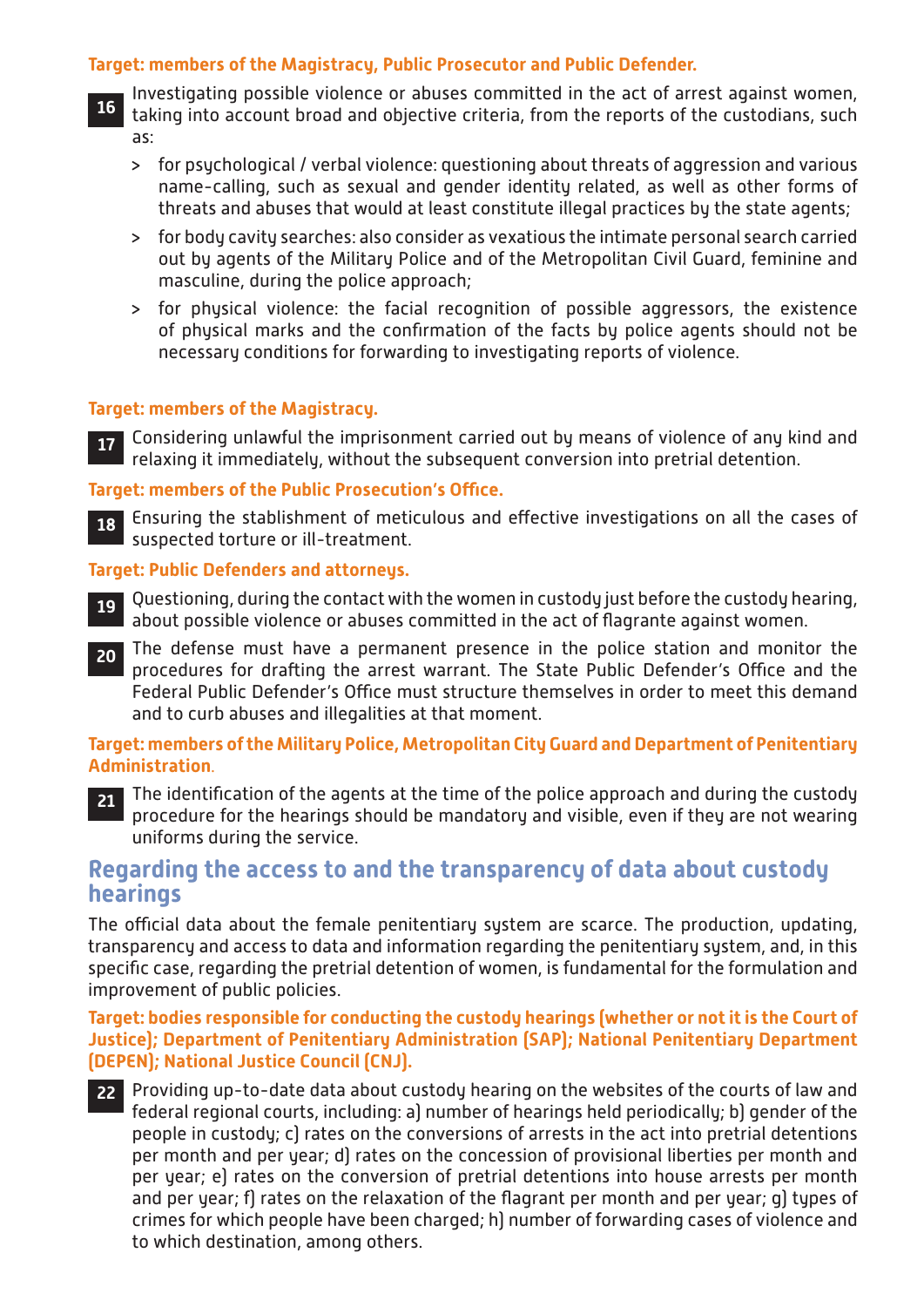**Target: members of the Magistracy, Public Prosecutor and Public Defender.**

**16** Investigating possible violence or abuses committed in the act of arrest against women, taking into account broad and objective criteria, from the reports of the custodians, such as:

> for psychological / verbal violence: questioning about threats of aggression and various name-calling, such as sexual and gender identity related, as well as other forms of threats and abuses that would at least constitute illegal practices by the state agents;

> for body cavity searches: also consider as vexatious the intimate personal search carried out by agents of the Military Police and of the Metropolitan Civil Guard, feminine and masculine, during the police approach;

> for physical violence: the facial recognition of possible aggressors, the existence of physical marks and the confirmation of the facts by police agents should not be necessary conditions for forwarding to investigating reports of violence.

**Target: members of the Magistracy.**

**17** Considering unlawful the imprisonment carried out by means of violence of any kind and relaxing it immediately, without the subsequent conversion into pretrial detention.

**Target: members of the Public Prosecution's Office.**

**18** Ensuring the stablishment of meticulous and effective investigations on all the cases of suspected torture or ill-treatment.

**Target: Public Defenders and attorneys.**

**19** Questioning, during the contact with the women in custody just before the custody hearing, about possible violence or abuses committed in the act of flagrante against women.

**20** The defense must have a permanent presence in the police station and monitor the procedures for drafting the arrest warrant. The State Public Defender's Office and the Federal Public Defender's Office must structure themselves in order to meet this demand and to curb abuses and illegalities at that moment.

**Target: members of the Military Police, Metropolitan City Guard and Department of Penitentiary Administration.**

**21** The identification of the agents at the time of the police approach and during the custody procedure for the hearings should be mandatory and visible, even if they are not wearing uniforms during the service.

## Regarding the access to and the transparency of data about custody hearings

The official data about the female penitentiary system are scarce. The production, updating, transparency and access to data and information regarding the penitentiary system, and, in this specific case, regarding the pretrial detention of women, is fundamental for the formulation and improvement of public policies.

**Target: bodies responsible for conducting the custody hearings (whether or not it is the Court of Justice); Department of Penitentiary Administration (SAP); National Penitentiary Department (DEPEN); National Justice Council (CNJ).**

**22** Providing up-to-date data about custody hearing on the websites of the courts of law and federal regional courts, including: a) number of hearings held periodically; b) gender of the people in custody; c) rates on the conversions of arrests in the act into pretrial detentions per month and per year; d) rates on the concession of provisional liberties per month and per year; e) rates on the conversion of pretrial detentions into house arrests per month and per year; f) rates on the relaxation of the flagrant per month and per year; g) types of crimes for which people have been charged; h) number of forwarding cases of violence and to which destination, among others.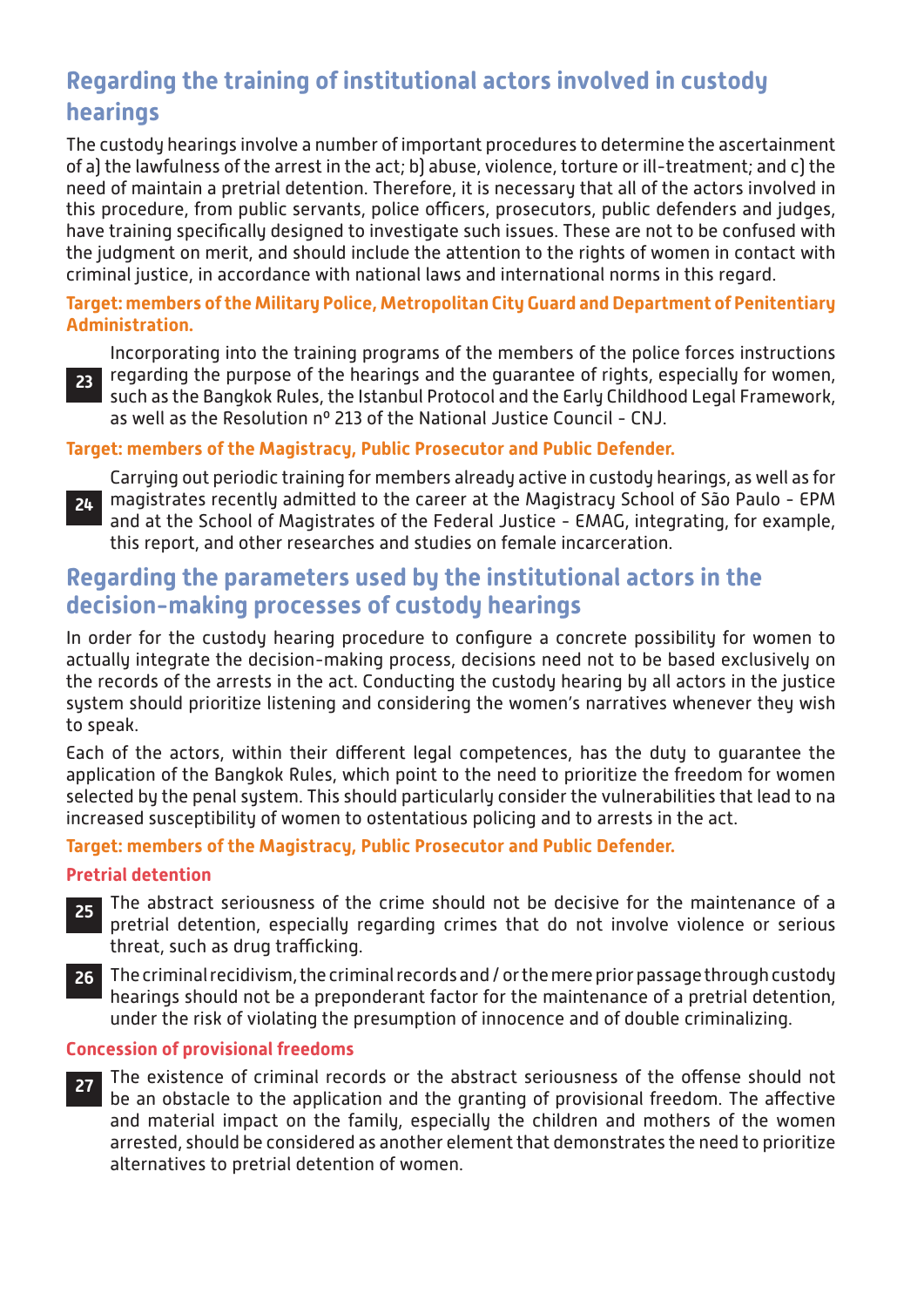## Regarding the training of institutional actors involved in custody hearings

The custody hearings involve a number of important procedures to determine the ascertainment of a) the lawfulness of the arrest in the act; b) abuse, violence, torture or ill-treatment; and c) the need of maintain a pretrial detention. Therefore, it is necessary that all of the actors involved in this procedure, from public servants, police officers, prosecutors, public defenders and judges, have training specifically designed to investigate such issues. These are not to be confused with the judgment on merit, and should include the attention to the rights of women in contact with criminal justice, in accordance with national laws and international norms in this regard.

**Target: members of the Military Police, Metropolitan City Guard and Department of Penitentiary Administration.**

**23** Incorporating into the training programs of the members of the police forces instructions regarding the purpose of the hearings and the guarantee of rights, especially for women, such as the Bangkok Rules, the Istanbul Protocol and the Early Childhood Legal Framework, as well as the Resolution nº 213 of the National Justice Council - CNJ.

**Target: members of the Magistracy, Public Prosecutor and Public Defender.**

**24** Carrying out periodic training for members already active in custody hearings, as well as for magistrates recently admitted to the career at the Magistracy School of São Paulo - EPM and at the School of Magistrates of the Federal Justice - EMAG, integrating, for example, this report, and other researches and studies on female incarceration.

## Regarding the parameters used by the institutional actors in the decision-making processes of custody hearings

In order for the custody hearing procedure to configure a concrete possibility for women to actually integrate the decision-making process, decisions need not to be based exclusively on the records of the arrests in the act. Conducting the custody hearing by all actors in the justice system should prioritize listening and considering the women's narratives whenever they wish to speak.

Each of the actors, within their different legal competences, has the duty to guarantee the application of the Bangkok Rules, which point to the need to prioritize the freedom for women selected by the penal system. This should particularly consider the vulnerabilities that lead to na increased susceptibility of women to ostentatious policing and to arrests in the act.

**Target: members of the Magistracy, Public Prosecutor and Public Defender.**

### Pretrial detention

**25** The abstract seriousness of the crime should not be decisive for the maintenance of a pretrial detention, especially regarding crimes that do not involve violence or serious threat, such as drug trafficking.

**26** The criminal recidivism, the criminal records and / or the mere prior passage through custody hearings should not be a preponderant factor for the maintenance of a pretrial detention, under the risk of violating the presumption of innocence and of double criminalizing.

### Concession of provisional freedoms

**27** The existence of criminal records or the abstract seriousness of the offense should not be an obstacle to the application and the granting of provisional freedom. The affective and material impact on the family, especially the children and mothers of the women arrested, should be considered as another element that demonstrates the need to prioritize alternatives to pretrial detention of women.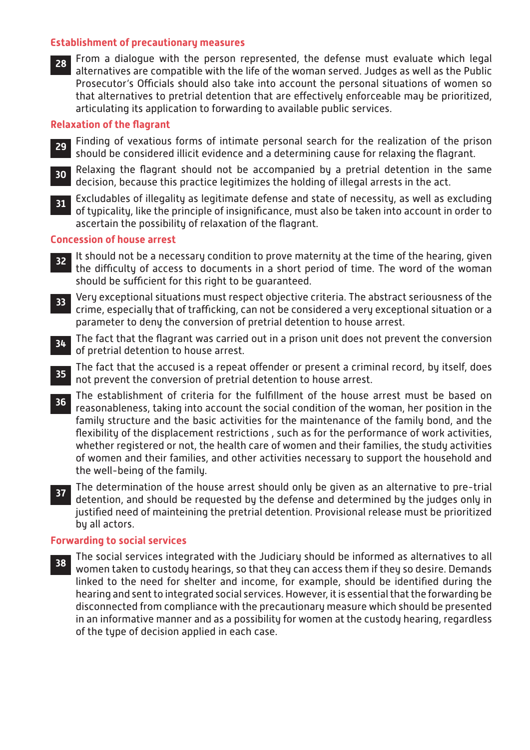## Establishment of precautionary measures

**28** From a dialogue with the person represented, the defense must evaluate which legal alternatives are compatible with the life of the woman served. Judges as well as the Public Prosecutor's Officials should also take into account the personal situations of women so that alternatives to pretrial detention that are effectively enforceable may be prioritized, articulating its application to forwarding to available public services.

## Relaxation of the flagrant

**29** Finding of vexatious forms of intimate personal search for the realization of the prison should be considered illicit evidence and a determining cause for relaxing the flagrant.

**30** Relaxing the flagrant should not be accompanied by a pretrial detention in the same decision, because this practice legitimizes the holding of illegal arrests in the act.

**31** Excludables of illegality as legitimate defense and state of necessity, as well as excluding of typicality, like the principle of insignificance, must also be taken into account in order to ascertain the possibility of relaxation of the flagrant.

## Concession of house arrest

**32** It should not be a necessary condition to prove maternity at the time of the hearing, given the difficulty of access to documents in a short period of time. The word of the woman should be sufficient for this right to be guaranteed.

**33** Very exceptional situations must respect objective criteria. The abstract seriousness of the crime, especially that of trafficking, can not be considered a very exceptional situation or a parameter to deny the conversion of pretrial detention to house arrest.

**34** The fact that the flagrant was carried out in a prison unit does not prevent the conversion of pretrial detention to house arrest.

**35** The fact that the accused is a repeat offender or present a criminal record, by itself, does not prevent the conversion of pretrial detention to house arrest.

**36** The establishment of criteria for the fulfillment of the house arrest must be based on reasonableness, taking into account the social condition of the woman, her position in the family structure and the basic activities for the maintenance of the family bond, and the flexibility of the displacement restrictions , such as for the performance of work activities, whether registered or not, the health care of women and their families, the study activities of women and their families, and other activities necessary to support the household and the well-being of the family.

**37** The determination of the house arrest should only be given as an alternative to pre-trial detention, and should be requested by the defense and determined by the judges only in justified need of mainteining the pretrial detention. Provisional release must be prioritized by all actors.

## Forwarding to social services

**38** The social services integrated with the Judiciary should be informed as alternatives to all women taken to custody hearings, so that they can access them if they so desire. Demands linked to the need for shelter and income, for example, should be identified during the hearing and sent to integrated social services. However, it is essential that the forwarding be disconnected from compliance with the precautionary measure which should be presented in an informative manner and as a possibility for women at the custody hearing, regardless of the type of decision applied in each case.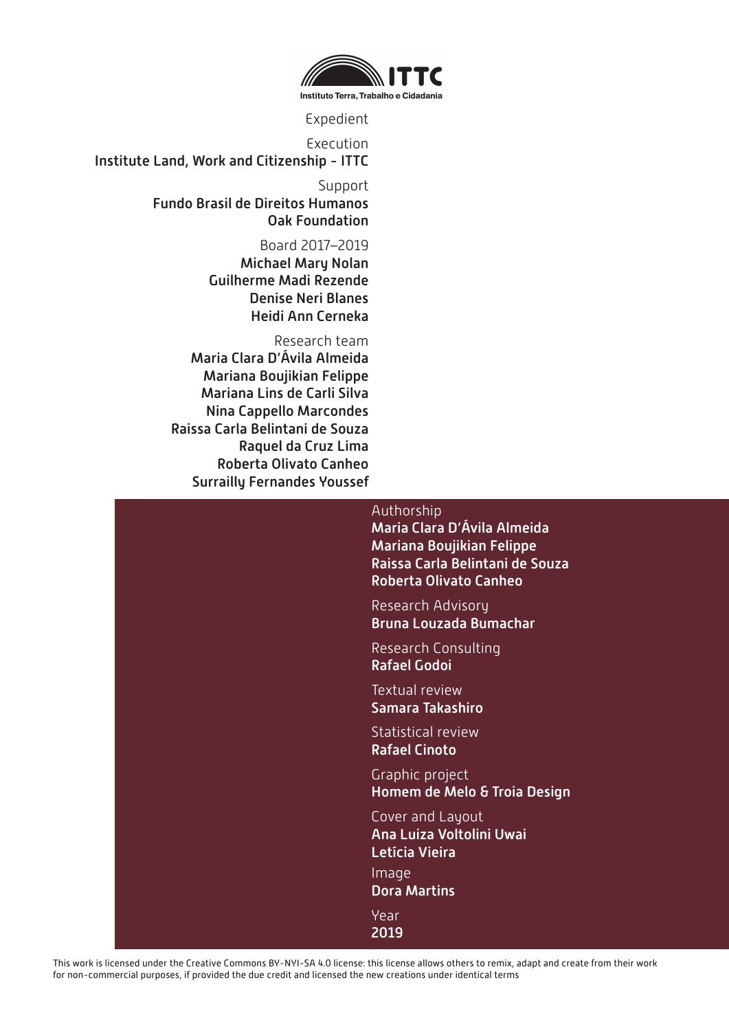**ITTC**
Instituto Terra, Trabalho e Cidadania

Expedient

Execution
**Institute Land, Work and Citizenship - ITTC**

Support
**Fundo Brasil de Direitos Humanos**
**Oak Foundation**

Board 2017–2019
**Michael Mary Nolan**
**Guilherme Madi Rezende**
**Denise Neri Blanes**
**Heidi Ann Cerneka**

Research team
**Maria Clara D'Ávila Almeida**
**Mariana Boujikian Felippe**
**Mariana Lins de Carli Silva**
**Nina Cappello Marcondes**
**Raissa Carla Belintani de Souza**
**Raquel da Cruz Lima**
**Roberta Olivato Canheo**
**Surrailly Fernandes Youssef**

Authorship
**Maria Clara D'Ávila Almeida**
**Mariana Boujikian Felippe**
**Raissa Carla Belintani de Souza**
**Roberta Olivato Canheo**

Research Advisory
**Bruna Louzada Bumachar**

Research Consulting
**Rafael Godoi**

Textual review
**Samara Takashiro**

Statistical review
**Rafael Cinoto**

Graphic project
**Homem de Melo & Troia Design**

Cover and Layout
**Ana Luiza Voltolini Uwai**
**Letícia Vieira**

Image
**Dora Martins**

Year
**2019**

This work is licensed under the Creative Commons BY-NYI-SA 4.0 license: this license allows others to remix, adapt and create from their work for non-commercial purposes, if provided the due credit and licensed the new creations under identical terms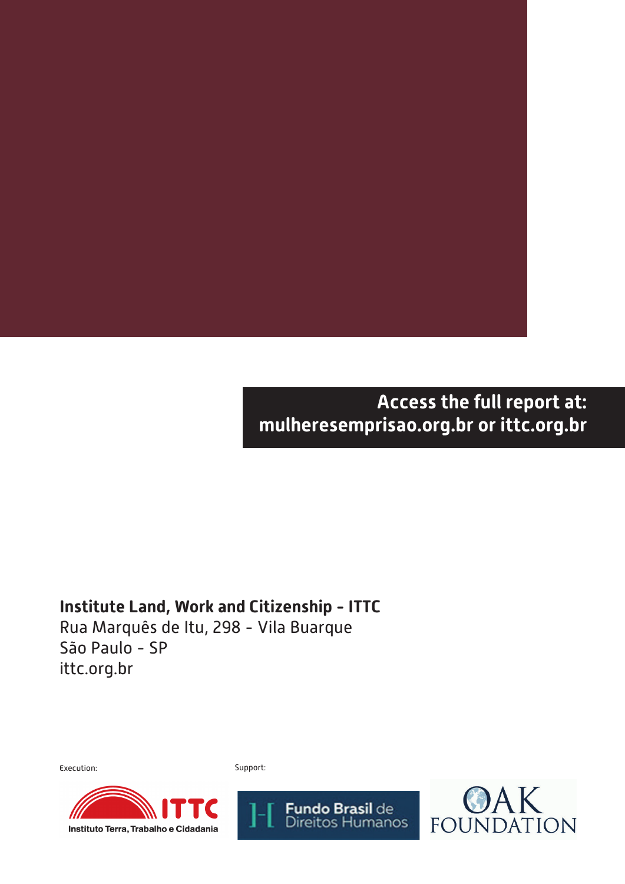**Access the full report at:**
**mulheresemprisao.org.br or ittc.org.br**

**Institute Land, Work and Citizenship - ITTC**
Rua Marquês de Itu, 298 - Vila Buarque
São Paulo - SP
ittc.org.br

Execution:

ITTC
Instituto Terra, Trabalho e Cidadania

Support:

Fundo Brasil de Direitos Humanos

OAK FOUNDATION